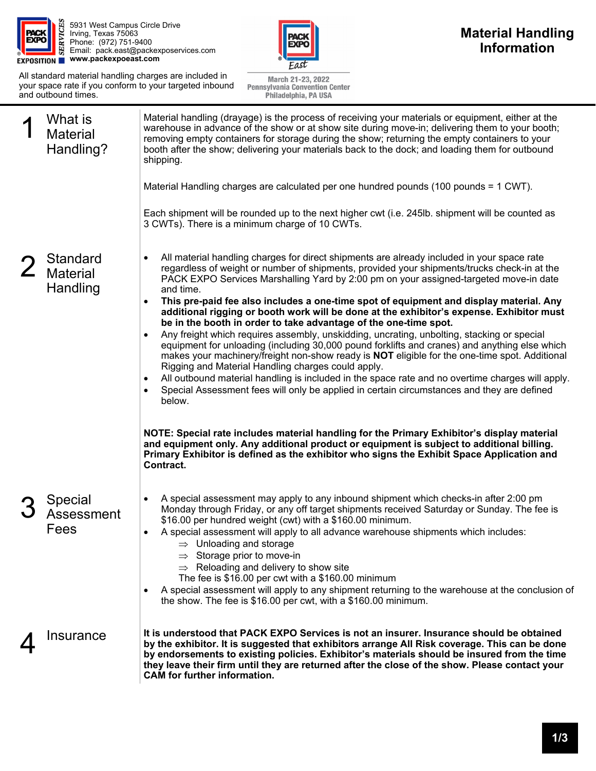5931 West Campus Circle Drive
Irving, Texas 75063
Phone: (972) 751-9400
Email: pack.east@packexposervices.com
**www.packexpoeast.com**

All standard material handling charges are included in your space rate if you conform to your targeted inbound and outbound times.

March 21-23, 2022
Pennsylvania Convention Center
Philadelphia, PA USA

# Material Handling Information

## 1 What is Material Handling?

Material handling (drayage) is the process of receiving your materials or equipment, either at the warehouse in advance of the show or at show site during move-in; delivering them to your booth; removing empty containers for storage during the show; returning the empty containers to your booth after the show; delivering your materials back to the dock; and loading them for outbound shipping.

Material Handling charges are calculated per one hundred pounds (100 pounds = 1 CWT).

Each shipment will be rounded up to the next higher cwt (i.e. 245lb. shipment will be counted as 3 CWTs). There is a minimum charge of 10 CWTs.

## 2 Standard Material Handling

- All material handling charges for direct shipments are already included in your space rate regardless of weight or number of shipments, provided your shipments/trucks check-in at the PACK EXPO Services Marshalling Yard by 2:00 pm on your assigned-targeted move-in date and time.
- **This pre-paid fee also includes a one-time spot of equipment and display material. Any additional rigging or booth work will be done at the exhibitor's expense. Exhibitor must be in the booth in order to take advantage of the one-time spot.**
- Any freight which requires assembly, unskidding, uncrating, unbolting, stacking or special equipment for unloading (including 30,000 pound forklifts and cranes) and anything else which makes your machinery/freight non-show ready is **NOT** eligible for the one-time spot. Additional Rigging and Material Handling charges could apply.
- All outbound material handling is included in the space rate and no overtime charges will apply.
- Special Assessment fees will only be applied in certain circumstances and they are defined below.

**NOTE: Special rate includes material handling for the Primary Exhibitor's display material and equipment only. Any additional product or equipment is subject to additional billing. Primary Exhibitor is defined as the exhibitor who signs the Exhibit Space Application and Contract.**

## 3 Special Assessment Fees

- A special assessment may apply to any inbound shipment which checks-in after 2:00 pm Monday through Friday, or any off target shipments received Saturday or Sunday. The fee is $16.00 per hundred weight (cwt) with a $160.00 minimum.
- A special assessment will apply to all advance warehouse shipments which includes:
  - ⇒ Unloading and storage
  - ⇒ Storage prior to move-in
  - ⇒ Reloading and delivery to show site

  The fee is $16.00 per cwt with a $160.00 minimum
- A special assessment will apply to any shipment returning to the warehouse at the conclusion of the show. The fee is $16.00 per cwt, with a $160.00 minimum.

## 4 Insurance

**It is understood that PACK EXPO Services is not an insurer. Insurance should be obtained by the exhibitor. It is suggested that exhibitors arrange All Risk coverage. This can be done by endorsements to existing policies. Exhibitor's materials should be insured from the time they leave their firm until they are returned after the close of the show. Please contact your CAM for further information.**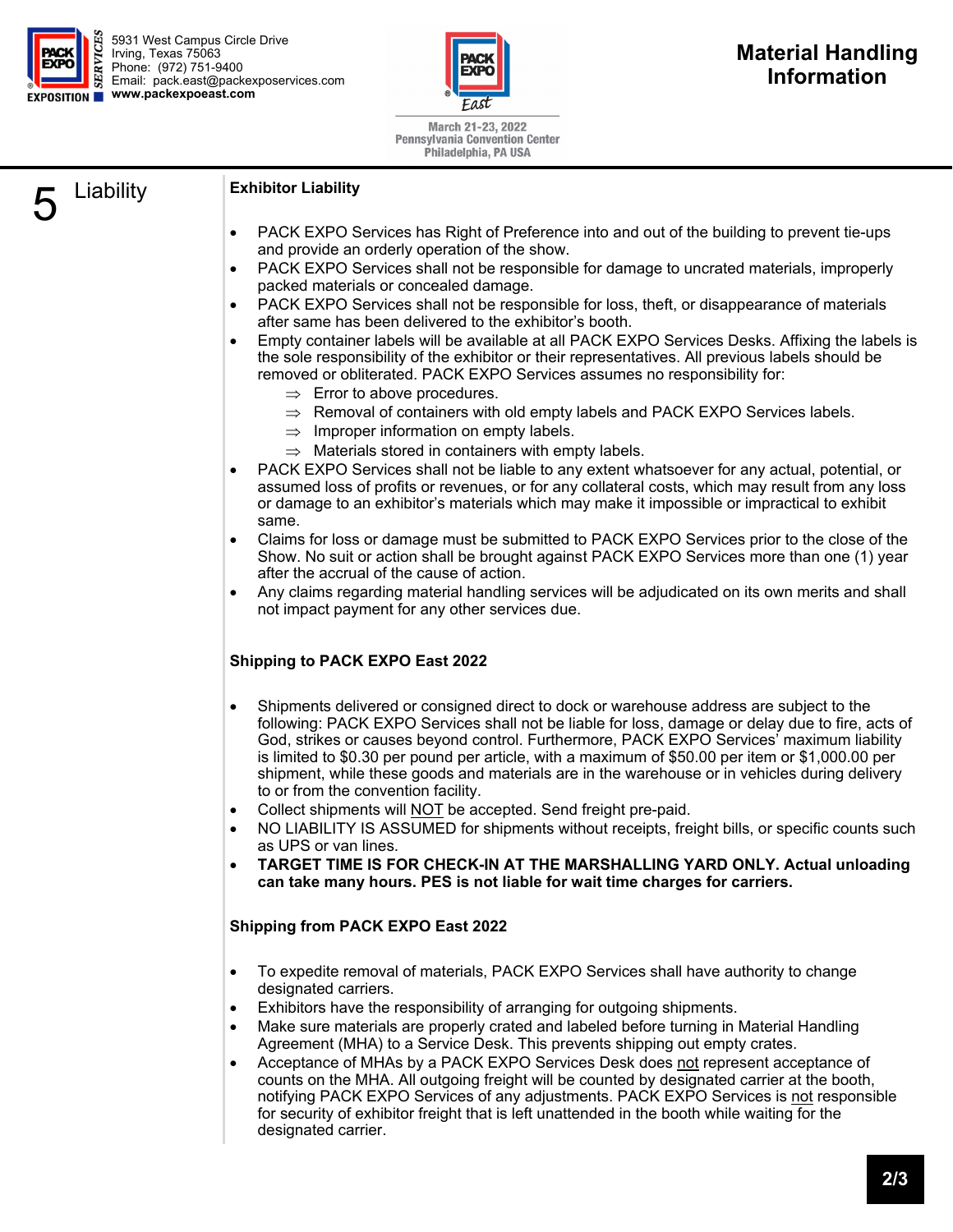# 5 Liability

### Exhibitor Liability

- PACK EXPO Services has Right of Preference into and out of the building to prevent tie-ups and provide an orderly operation of the show.
- PACK EXPO Services shall not be responsible for damage to uncrated materials, improperly packed materials or concealed damage.
- PACK EXPO Services shall not be responsible for loss, theft, or disappearance of materials after same has been delivered to the exhibitor's booth.
- Empty container labels will be available at all PACK EXPO Services Desks. Affixing the labels is the sole responsibility of the exhibitor or their representatives. All previous labels should be removed or obliterated. PACK EXPO Services assumes no responsibility for:
  - ⇒ Error to above procedures.
  - ⇒ Removal of containers with old empty labels and PACK EXPO Services labels.
  - ⇒ Improper information on empty labels.
  - ⇒ Materials stored in containers with empty labels.
- PACK EXPO Services shall not be liable to any extent whatsoever for any actual, potential, or assumed loss of profits or revenues, or for any collateral costs, which may result from any loss or damage to an exhibitor's materials which may make it impossible or impractical to exhibit same.
- Claims for loss or damage must be submitted to PACK EXPO Services prior to the close of the Show. No suit or action shall be brought against PACK EXPO Services more than one (1) year after the accrual of the cause of action.
- Any claims regarding material handling services will be adjudicated on its own merits and shall not impact payment for any other services due.

### Shipping to PACK EXPO East 2022

- Shipments delivered or consigned direct to dock or warehouse address are subject to the following: PACK EXPO Services shall not be liable for loss, damage or delay due to fire, acts of God, strikes or causes beyond control. Furthermore, PACK EXPO Services' maximum liability is limited to $0.30 per pound per article, with a maximum of $50.00 per item or $1,000.00 per shipment, while these goods and materials are in the warehouse or in vehicles during delivery to or from the convention facility.
- Collect shipments will <u>NOT</u> be accepted. Send freight pre-paid.
- NO LIABILITY IS ASSUMED for shipments without receipts, freight bills, or specific counts such as UPS or van lines.
- **TARGET TIME IS FOR CHECK-IN AT THE MARSHALLING YARD ONLY. Actual unloading can take many hours. PES is not liable for wait time charges for carriers.**

### Shipping from PACK EXPO East 2022

- To expedite removal of materials, PACK EXPO Services shall have authority to change designated carriers.
- Exhibitors have the responsibility of arranging for outgoing shipments.
- Make sure materials are properly crated and labeled before turning in Material Handling Agreement (MHA) to a Service Desk. This prevents shipping out empty crates.
- Acceptance of MHAs by a PACK EXPO Services Desk does <u>not</u> represent acceptance of counts on the MHA. All outgoing freight will be counted by designated carrier at the booth, notifying PACK EXPO Services of any adjustments. PACK EXPO Services is <u>not</u> responsible for security of exhibitor freight that is left unattended in the booth while waiting for the designated carrier.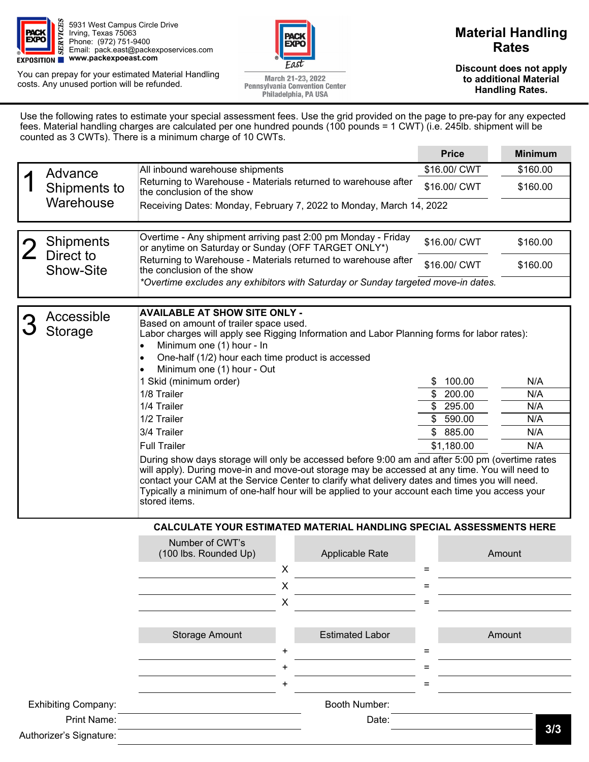5931 West Campus Circle Drive
Irving, Texas 75063
Phone: (972) 751-9400
Email: pack.east@packexposervices.com
www.packexpoeast.com

You can prepay for your estimated Material Handling costs. Any unused portion will be refunded.

PACK EXPO East
March 21-23, 2022
Pennsylvania Convention Center
Philadelphia, PA USA

# Material Handling Rates

**Discount does not apply to additional Material Handling Rates.**

Use the following rates to estimate your special assessment fees. Use the grid provided on the page to pre-pay for any expected fees. Material handling charges are calculated per one hundred pounds (100 pounds = 1 CWT) (i.e. 245lb. shipment will be counted as 3 CWTs). There is a minimum charge of 10 CWTs.

| | | Price | Minimum |
|---|---|---|---|
| **1 Advance Shipments to Warehouse** | All inbound warehouse shipments | $16.00/ CWT | $160.00 |
| | Returning to Warehouse - Materials returned to warehouse after the conclusion of the show | $16.00/ CWT | $160.00 |
| | Receiving Dates: Monday, February 7, 2022 to Monday, March 14, 2022 | | |
| **2 Shipments Direct to Show-Site** | Overtime - Any shipment arriving past 2:00 pm Monday - Friday or anytime on Saturday or Sunday (OFF TARGET ONLY*) | $16.00/ CWT | $160.00 |
| | Returning to Warehouse - Materials returned to warehouse after the conclusion of the show | $16.00/ CWT | $160.00 |
| | *\*Overtime excludes any exhibitors with Saturday or Sunday targeted move-in dates.* | | |

## 3 Accessible Storage

**AVAILABLE AT SHOW SITE ONLY -**
Based on amount of trailer space used.
Labor charges will apply see Rigging Information and Labor Planning forms for labor rates):

- Minimum one (1) hour - In
- One-half (1/2) hour each time product is accessed
- Minimum one (1) hour - Out

| | Price | Minimum |
|---|---|---|
| 1 Skid (minimum order) | $ 100.00 | N/A |
| 1/8 Trailer | $ 200.00 | N/A |
| 1/4 Trailer | $ 295.00 | N/A |
| 1/2 Trailer | $ 590.00 | N/A |
| 3/4 Trailer | $ 885.00 | N/A |
| Full Trailer | $1,180.00 | N/A |

During show days storage will only be accessed before 9:00 am and after 5:00 pm (overtime rates will apply). During move-in and move-out storage may be accessed at any time. You will need to contact your CAM at the Service Center to clarify what delivery dates and times you will need. Typically a minimum of one-half hour will be applied to your account each time you access your stored items.

**CALCULATE YOUR ESTIMATED MATERIAL HANDLING SPECIAL ASSESSMENTS HERE**

| Number of CWT's (100 lbs. Rounded Up) | | Applicable Rate | | Amount |
|---|---|---|---|---|
| | X | | = | |
| | X | | = | |
| | X | | = | |

| Storage Amount | | Estimated Labor | | Amount |
|---|---|---|---|---|
| | + | | = | |
| | + | | = | |
| | + | | = | |

Exhibiting Company: ____________________ Booth Number: ____________________

Print Name: ____________________ Date: ____________________

Authorizer's Signature: ____________________